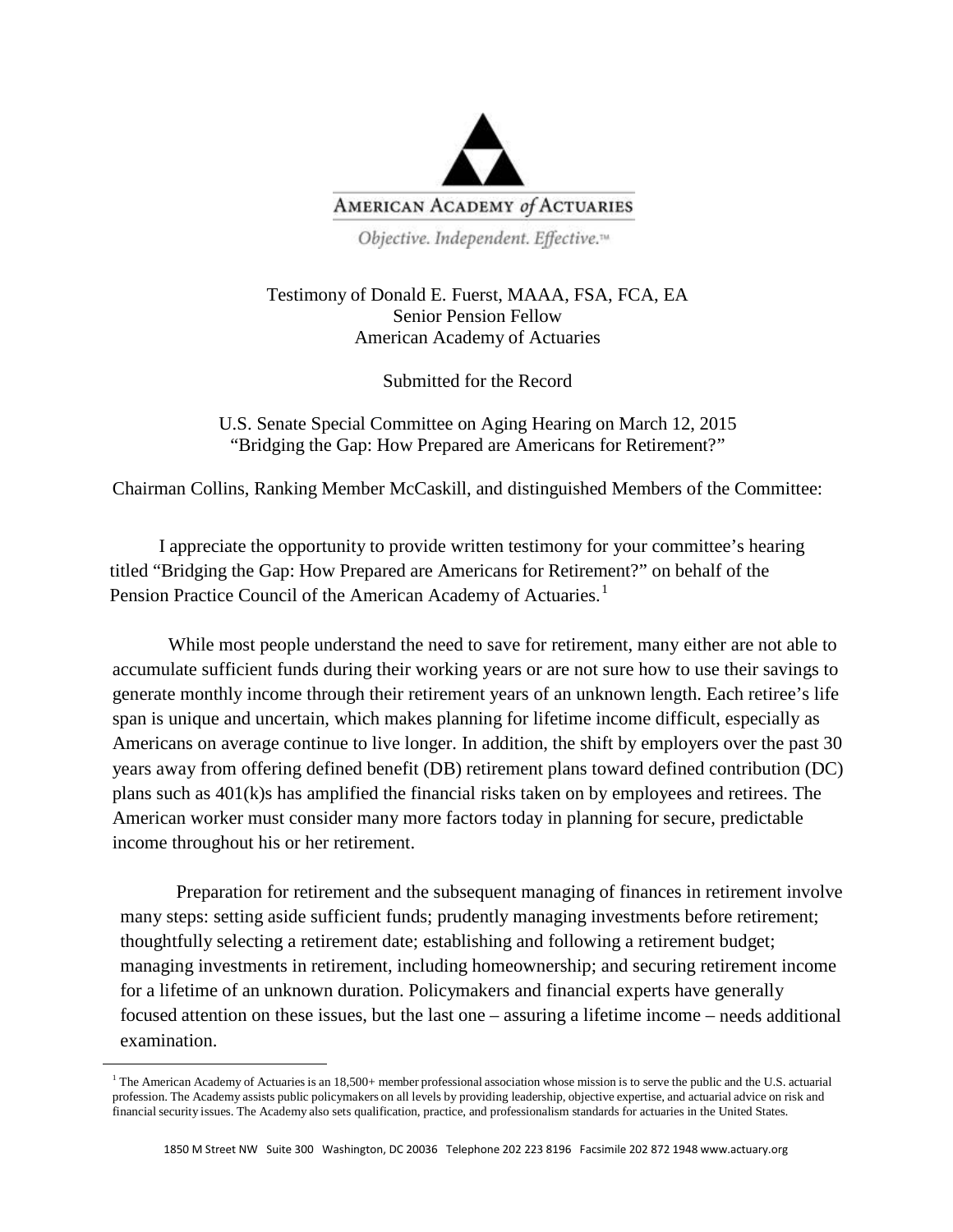AMERICAN ACADEMY *of* ACTUARIES

*Objective. Independent. Effective.*™

Testimony of Donald E. Fuerst, MAAA, FSA, FCA, EA
Senior Pension Fellow
American Academy of Actuaries

Submitted for the Record

U.S. Senate Special Committee on Aging Hearing on March 12, 2015
"Bridging the Gap: How Prepared are Americans for Retirement?"

Chairman Collins, Ranking Member McCaskill, and distinguished Members of the Committee:

I appreciate the opportunity to provide written testimony for your committee's hearing titled "Bridging the Gap: How Prepared are Americans for Retirement?" on behalf of the Pension Practice Council of the American Academy of Actuaries.[1]

While most people understand the need to save for retirement, many either are not able to accumulate sufficient funds during their working years or are not sure how to use their savings to generate monthly income through their retirement years of an unknown length. Each retiree's life span is unique and uncertain, which makes planning for lifetime income difficult, especially as Americans on average continue to live longer. In addition, the shift by employers over the past 30 years away from offering defined benefit (DB) retirement plans toward defined contribution (DC) plans such as 401(k)s has amplified the financial risks taken on by employees and retirees. The American worker must consider many more factors today in planning for secure, predictable income throughout his or her retirement.

Preparation for retirement and the subsequent managing of finances in retirement involve many steps: setting aside sufficient funds; prudently managing investments before retirement; thoughtfully selecting a retirement date; establishing and following a retirement budget; managing investments in retirement, including homeownership; and securing retirement income for a lifetime of an unknown duration. Policymakers and financial experts have generally focused attention on these issues, but the last one – assuring a lifetime income – needs additional examination.

[1] The American Academy of Actuaries is an 18,500+ member professional association whose mission is to serve the public and the U.S. actuarial profession. The Academy assists public policymakers on all levels by providing leadership, objective expertise, and actuarial advice on risk and financial security issues. The Academy also sets qualification, practice, and professionalism standards for actuaries in the United States.

1850 M Street NW Suite 300 Washington, DC 20036 Telephone 202 223 8196 Facsimile 202 872 1948 www.actuary.org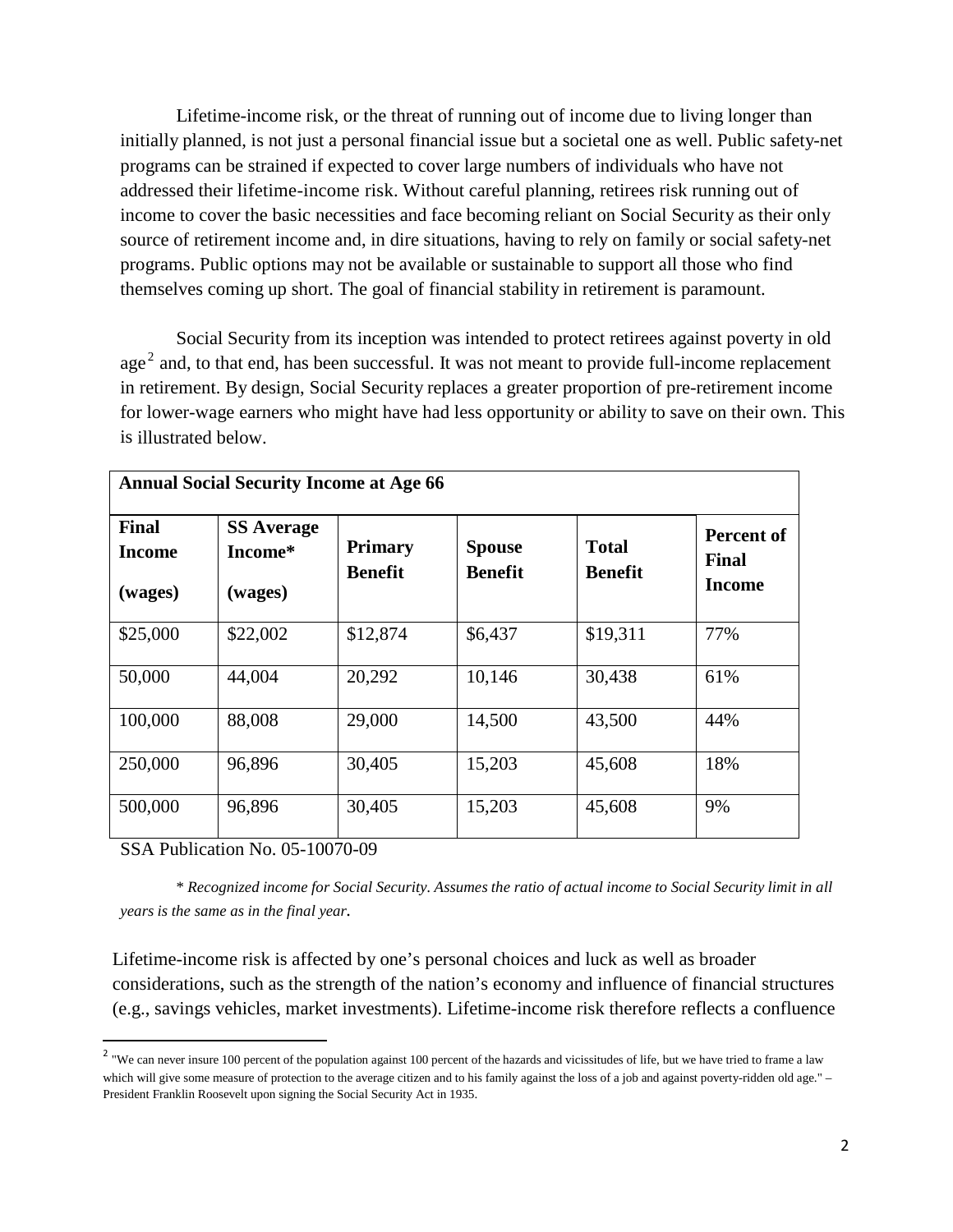Lifetime-income risk, or the threat of running out of income due to living longer than initially planned, is not just a personal financial issue but a societal one as well. Public safety-net programs can be strained if expected to cover large numbers of individuals who have not addressed their lifetime-income risk. Without careful planning, retirees risk running out of income to cover the basic necessities and face becoming reliant on Social Security as their only source of retirement income and, in dire situations, having to rely on family or social safety-net programs. Public options may not be available or sustainable to support all those who find themselves coming up short. The goal of financial stability in retirement is paramount.

Social Security from its inception was intended to protect retirees against poverty in old age[2] and, to that end, has been successful. It was not meant to provide full-income replacement in retirement. By design, Social Security replaces a greater proportion of pre-retirement income for lower-wage earners who might have had less opportunity or ability to save on their own. This is illustrated below.

| **Annual Social Security Income at Age 66** | | | | | |
|---|---|---|---|---|---|
| **Final Income (wages)** | **SS Average Income\* (wages)** | **Primary Benefit** | **Spouse Benefit** | **Total Benefit** | **Percent of Final Income** |
| $25,000 | $22,002 | $12,874 | $6,437 | $19,311 | 77% |
| 50,000 | 44,004 | 20,292 | 10,146 | 30,438 | 61% |
| 100,000 | 88,008 | 29,000 | 14,500 | 43,500 | 44% |
| 250,000 | 96,896 | 30,405 | 15,203 | 45,608 | 18% |
| 500,000 | 96,896 | 30,405 | 15,203 | 45,608 | 9% |

SSA Publication No. 05-10070-09

*\* Recognized income for Social Security. Assumes the ratio of actual income to Social Security limit in all years is the same as in the final year.*

Lifetime-income risk is affected by one's personal choices and luck as well as broader considerations, such as the strength of the nation's economy and influence of financial structures (e.g., savings vehicles, market investments). Lifetime-income risk therefore reflects a confluence

[2] "We can never insure 100 percent of the population against 100 percent of the hazards and vicissitudes of life, but we have tried to frame a law which will give some measure of protection to the average citizen and to his family against the loss of a job and against poverty-ridden old age." – President Franklin Roosevelt upon signing the Social Security Act in 1935.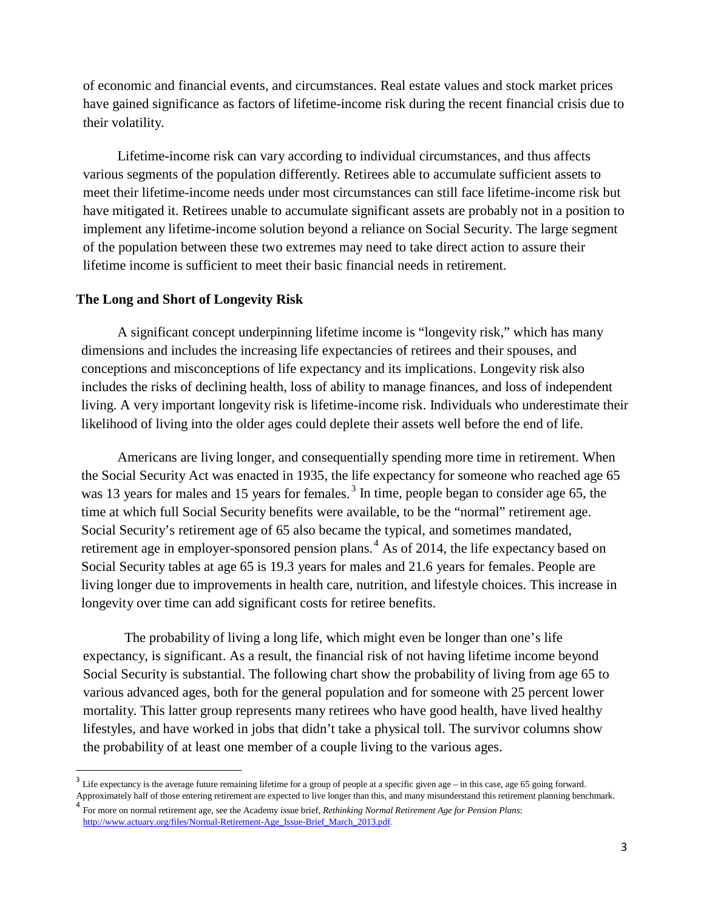of economic and financial events, and circumstances. Real estate values and stock market prices have gained significance as factors of lifetime-income risk during the recent financial crisis due to their volatility.

Lifetime-income risk can vary according to individual circumstances, and thus affects various segments of the population differently. Retirees able to accumulate sufficient assets to meet their lifetime-income needs under most circumstances can still face lifetime-income risk but have mitigated it. Retirees unable to accumulate significant assets are probably not in a position to implement any lifetime-income solution beyond a reliance on Social Security. The large segment of the population between these two extremes may need to take direct action to assure their lifetime income is sufficient to meet their basic financial needs in retirement.

### The Long and Short of Longevity Risk

A significant concept underpinning lifetime income is "longevity risk," which has many dimensions and includes the increasing life expectancies of retirees and their spouses, and conceptions and misconceptions of life expectancy and its implications. Longevity risk also includes the risks of declining health, loss of ability to manage finances, and loss of independent living. A very important longevity risk is lifetime-income risk. Individuals who underestimate their likelihood of living into the older ages could deplete their assets well before the end of life.

Americans are living longer, and consequentially spending more time in retirement. When the Social Security Act was enacted in 1935, the life expectancy for someone who reached age 65 was 13 years for males and 15 years for females.[3] In time, people began to consider age 65, the time at which full Social Security benefits were available, to be the "normal" retirement age. Social Security's retirement age of 65 also became the typical, and sometimes mandated, retirement age in employer-sponsored pension plans.[4] As of 2014, the life expectancy based on Social Security tables at age 65 is 19.3 years for males and 21.6 years for females. People are living longer due to improvements in health care, nutrition, and lifestyle choices. This increase in longevity over time can add significant costs for retiree benefits.

The probability of living a long life, which might even be longer than one's life expectancy, is significant. As a result, the financial risk of not having lifetime income beyond Social Security is substantial. The following chart show the probability of living from age 65 to various advanced ages, both for the general population and for someone with 25 percent lower mortality. This latter group represents many retirees who have good health, have lived healthy lifestyles, and have worked in jobs that didn't take a physical toll. The survivor columns show the probability of at least one member of a couple living to the various ages.

---

[3] Life expectancy is the average future remaining lifetime for a group of people at a specific given age – in this case, age 65 going forward. Approximately half of those entering retirement are expected to live longer than this, and many misunderstand this retirement planning benchmark.

[4] For more on normal retirement age, see the Academy issue brief, *Rethinking Normal Retirement Age for Pension Plans*: http://www.actuary.org/files/Normal-Retirement-Age_Issue-Brief_March_2013.pdf.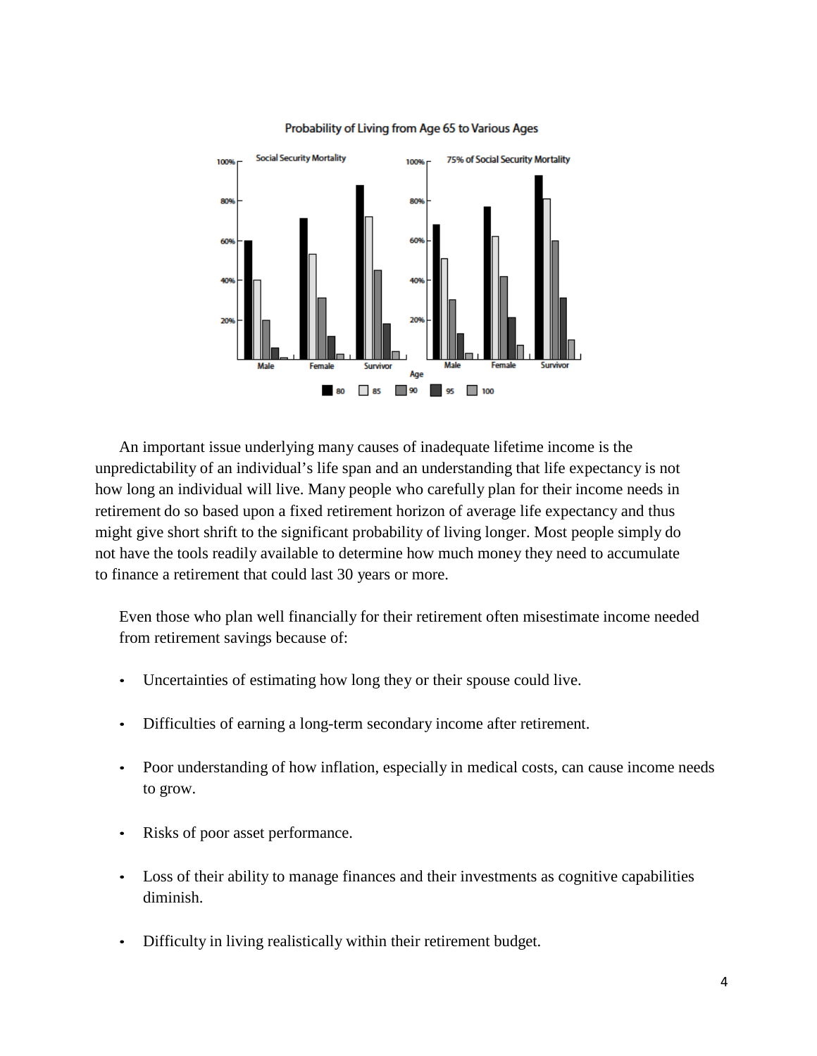Probability of Living from Age 65 to Various Ages

An important issue underlying many causes of inadequate lifetime income is the unpredictability of an individual's life span and an understanding that life expectancy is not how long an individual will live. Many people who carefully plan for their income needs in retirement do so based upon a fixed retirement horizon of average life expectancy and thus might give short shrift to the significant probability of living longer. Most people simply do not have the tools readily available to determine how much money they need to accumulate to finance a retirement that could last 30 years or more.

Even those who plan well financially for their retirement often misestimate income needed from retirement savings because of:

- Uncertainties of estimating how long they or their spouse could live.
- Difficulties of earning a long-term secondary income after retirement.
- Poor understanding of how inflation, especially in medical costs, can cause income needs to grow.
- Risks of poor asset performance.
- Loss of their ability to manage finances and their investments as cognitive capabilities diminish.
- Difficulty in living realistically within their retirement budget.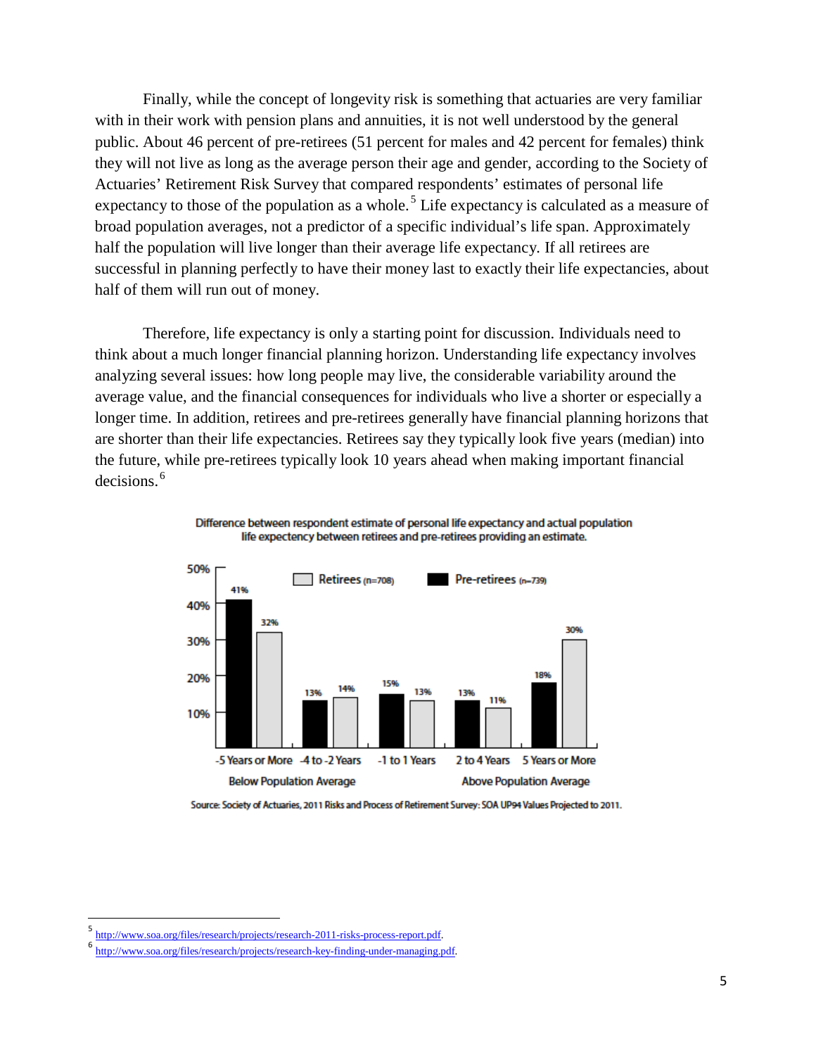Finally, while the concept of longevity risk is something that actuaries are very familiar with in their work with pension plans and annuities, it is not well understood by the general public. About 46 percent of pre-retirees (51 percent for males and 42 percent for females) think they will not live as long as the average person their age and gender, according to the Society of Actuaries' Retirement Risk Survey that compared respondents' estimates of personal life expectancy to those of the population as a whole.[5] Life expectancy is calculated as a measure of broad population averages, not a predictor of a specific individual's life span. Approximately half the population will live longer than their average life expectancy. If all retirees are successful in planning perfectly to have their money last to exactly their life expectancies, about half of them will run out of money.

Therefore, life expectancy is only a starting point for discussion. Individuals need to think about a much longer financial planning horizon. Understanding life expectancy involves analyzing several issues: how long people may live, the considerable variability around the average value, and the financial consequences for individuals who live a shorter or especially a longer time. In addition, retirees and pre-retirees generally have financial planning horizons that are shorter than their life expectancies. Retirees say they typically look five years (median) into the future, while pre-retirees typically look 10 years ahead when making important financial decisions.[6]

**Difference between respondent estimate of personal life expectancy and actual population life expectancy between retirees and pre-retirees providing an estimate.**

| | -5 Years or More | -4 to -2 Years | -1 to 1 Years | 2 to 4 Years | 5 Years or More |
|---|---|---|---|---|---|
| Pre-retirees (n=739) | 41% | 13% | 15% | 13% | 18% |
| Retirees (n=708) | 32% | 14% | 13% | 11% | 30% |

Below Population Average (-5 Years or More; -4 to -2 Years) — Above Population Average (2 to 4 Years; 5 Years or More)

Source: Society of Actuaries, 2011 Risks and Process of Retirement Survey: SOA UP94 Values Projected to 2011.

---

[5] http://www.soa.org/files/research/projects/research-2011-risks-process-report.pdf.

[6] http://www.soa.org/files/research/projects/research-key-finding-under-managing.pdf.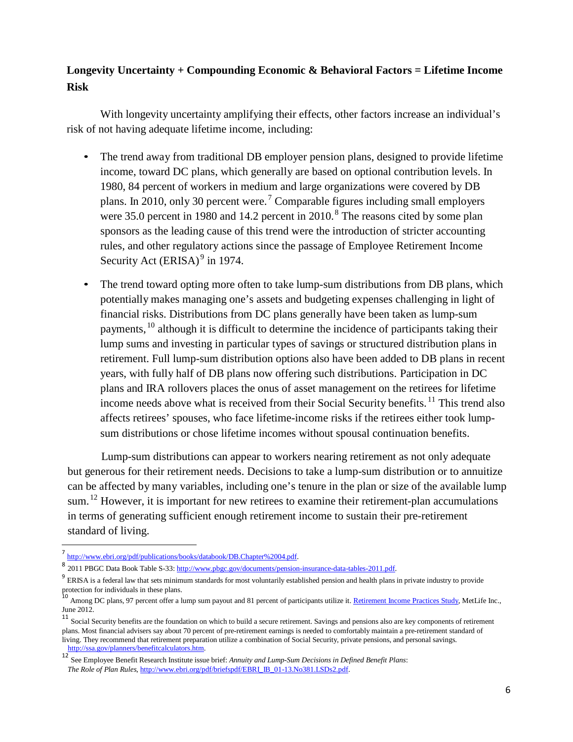**Longevity Uncertainty + Compounding Economic & Behavioral Factors = Lifetime Income Risk**

With longevity uncertainty amplifying their effects, other factors increase an individual's risk of not having adequate lifetime income, including:

- The trend away from traditional DB employer pension plans, designed to provide lifetime income, toward DC plans, which generally are based on optional contribution levels. In 1980, 84 percent of workers in medium and large organizations were covered by DB plans. In 2010, only 30 percent were.[7] Comparable figures including small employers were 35.0 percent in 1980 and 14.2 percent in 2010.[8] The reasons cited by some plan sponsors as the leading cause of this trend were the introduction of stricter accounting rules, and other regulatory actions since the passage of Employee Retirement Income Security Act (ERISA)[9] in 1974.
- The trend toward opting more often to take lump-sum distributions from DB plans, which potentially makes managing one's assets and budgeting expenses challenging in light of financial risks. Distributions from DC plans generally have been taken as lump-sum payments,[10] although it is difficult to determine the incidence of participants taking their lump sums and investing in particular types of savings or structured distribution plans in retirement. Full lump-sum distribution options also have been added to DB plans in recent years, with fully half of DB plans now offering such distributions. Participation in DC plans and IRA rollovers places the onus of asset management on the retirees for lifetime income needs above what is received from their Social Security benefits.[11] This trend also affects retirees' spouses, who face lifetime-income risks if the retirees either took lump-sum distributions or chose lifetime incomes without spousal continuation benefits.

Lump-sum distributions can appear to workers nearing retirement as not only adequate but generous for their retirement needs. Decisions to take a lump-sum distribution or to annuitize can be affected by many variables, including one's tenure in the plan or size of the available lump sum.[12] However, it is important for new retirees to examine their retirement-plan accumulations in terms of generating sufficient enough retirement income to sustain their pre-retirement standard of living.

---

[7] http://www.ebri.org/pdf/publications/books/databook/DB.Chapter%2004.pdf.

[8] 2011 PBGC Data Book Table S-33: http://www.pbgc.gov/documents/pension-insurance-data-tables-2011.pdf.

[9] ERISA is a federal law that sets minimum standards for most voluntarily established pension and health plans in private industry to provide protection for individuals in these plans.

[10] Among DC plans, 97 percent offer a lump sum payout and 81 percent of participants utilize it. Retirement Income Practices Study, MetLife Inc., June 2012.

[11] Social Security benefits are the foundation on which to build a secure retirement. Savings and pensions also are key components of retirement plans. Most financial advisers say about 70 percent of pre-retirement earnings is needed to comfortably maintain a pre-retirement standard of living. They recommend that retirement preparation utilize a combination of Social Security, private pensions, and personal savings. http://ssa.gov/planners/benefitcalculators.htm.

[12] See Employee Benefit Research Institute issue brief: *Annuity and Lump-Sum Decisions in Defined Benefit Plans*: *The Role of Plan Rules*, http://www.ebri.org/pdf/briefspdf/EBRI_IB_01-13.No381.LSDs2.pdf.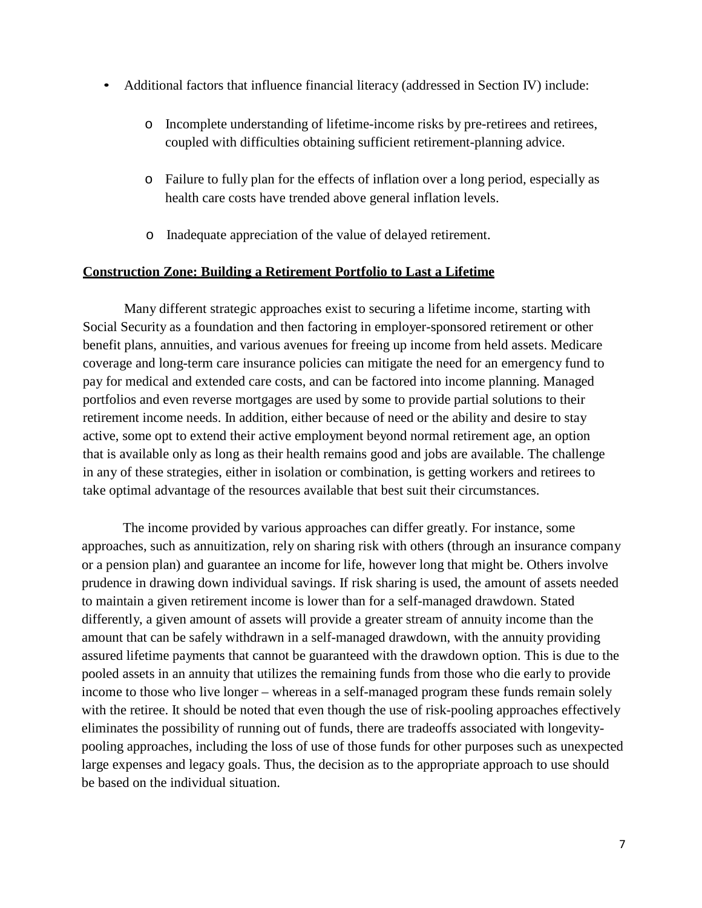- Additional factors that influence financial literacy (addressed in Section IV) include:
  - Incomplete understanding of lifetime-income risks by pre-retirees and retirees, coupled with difficulties obtaining sufficient retirement-planning advice.
  - Failure to fully plan for the effects of inflation over a long period, especially as health care costs have trended above general inflation levels.
  - Inadequate appreciation of the value of delayed retirement.

## Construction Zone: Building a Retirement Portfolio to Last a Lifetime

Many different strategic approaches exist to securing a lifetime income, starting with Social Security as a foundation and then factoring in employer-sponsored retirement or other benefit plans, annuities, and various avenues for freeing up income from held assets. Medicare coverage and long-term care insurance policies can mitigate the need for an emergency fund to pay for medical and extended care costs, and can be factored into income planning. Managed portfolios and even reverse mortgages are used by some to provide partial solutions to their retirement income needs. In addition, either because of need or the ability and desire to stay active, some opt to extend their active employment beyond normal retirement age, an option that is available only as long as their health remains good and jobs are available. The challenge in any of these strategies, either in isolation or combination, is getting workers and retirees to take optimal advantage of the resources available that best suit their circumstances.

The income provided by various approaches can differ greatly. For instance, some approaches, such as annuitization, rely on sharing risk with others (through an insurance company or a pension plan) and guarantee an income for life, however long that might be. Others involve prudence in drawing down individual savings. If risk sharing is used, the amount of assets needed to maintain a given retirement income is lower than for a self-managed drawdown. Stated differently, a given amount of assets will provide a greater stream of annuity income than the amount that can be safely withdrawn in a self-managed drawdown, with the annuity providing assured lifetime payments that cannot be guaranteed with the drawdown option. This is due to the pooled assets in an annuity that utilizes the remaining funds from those who die early to provide income to those who live longer – whereas in a self-managed program these funds remain solely with the retiree. It should be noted that even though the use of risk-pooling approaches effectively eliminates the possibility of running out of funds, there are tradeoffs associated with longevity-pooling approaches, including the loss of use of those funds for other purposes such as unexpected large expenses and legacy goals. Thus, the decision as to the appropriate approach to use should be based on the individual situation.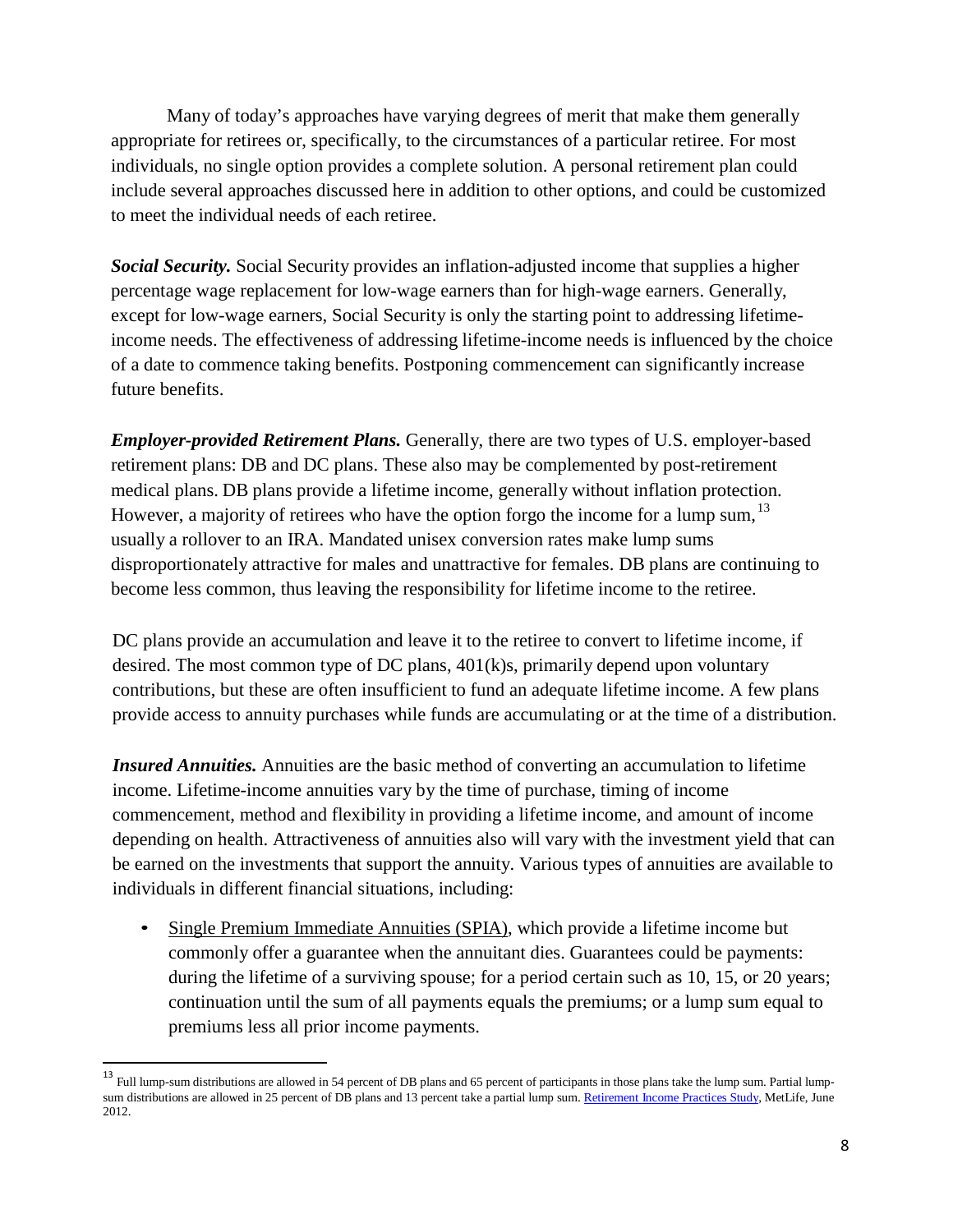Many of today's approaches have varying degrees of merit that make them generally appropriate for retirees or, specifically, to the circumstances of a particular retiree. For most individuals, no single option provides a complete solution. A personal retirement plan could include several approaches discussed here in addition to other options, and could be customized to meet the individual needs of each retiree.

***Social Security.*** Social Security provides an inflation-adjusted income that supplies a higher percentage wage replacement for low-wage earners than for high-wage earners. Generally, except for low-wage earners, Social Security is only the starting point to addressing lifetime-income needs. The effectiveness of addressing lifetime-income needs is influenced by the choice of a date to commence taking benefits. Postponing commencement can significantly increase future benefits.

***Employer-provided Retirement Plans.*** Generally, there are two types of U.S. employer-based retirement plans: DB and DC plans. These also may be complemented by post-retirement medical plans. DB plans provide a lifetime income, generally without inflation protection. However, a majority of retirees who have the option forgo the income for a lump sum,[13] usually a rollover to an IRA. Mandated unisex conversion rates make lump sums disproportionately attractive for males and unattractive for females. DB plans are continuing to become less common, thus leaving the responsibility for lifetime income to the retiree.

DC plans provide an accumulation and leave it to the retiree to convert to lifetime income, if desired. The most common type of DC plans, 401(k)s, primarily depend upon voluntary contributions, but these are often insufficient to fund an adequate lifetime income. A few plans provide access to annuity purchases while funds are accumulating or at the time of a distribution.

***Insured Annuities.*** Annuities are the basic method of converting an accumulation to lifetime income. Lifetime-income annuities vary by the time of purchase, timing of income commencement, method and flexibility in providing a lifetime income, and amount of income depending on health. Attractiveness of annuities also will vary with the investment yield that can be earned on the investments that support the annuity. Various types of annuities are available to individuals in different financial situations, including:

- Single Premium Immediate Annuities (SPIA), which provide a lifetime income but commonly offer a guarantee when the annuitant dies. Guarantees could be payments: during the lifetime of a surviving spouse; for a period certain such as 10, 15, or 20 years; continuation until the sum of all payments equals the premiums; or a lump sum equal to premiums less all prior income payments.

---

[13] Full lump-sum distributions are allowed in 54 percent of DB plans and 65 percent of participants in those plans take the lump sum. Partial lump-sum distributions are allowed in 25 percent of DB plans and 13 percent take a partial lump sum. Retirement Income Practices Study, MetLife, June 2012.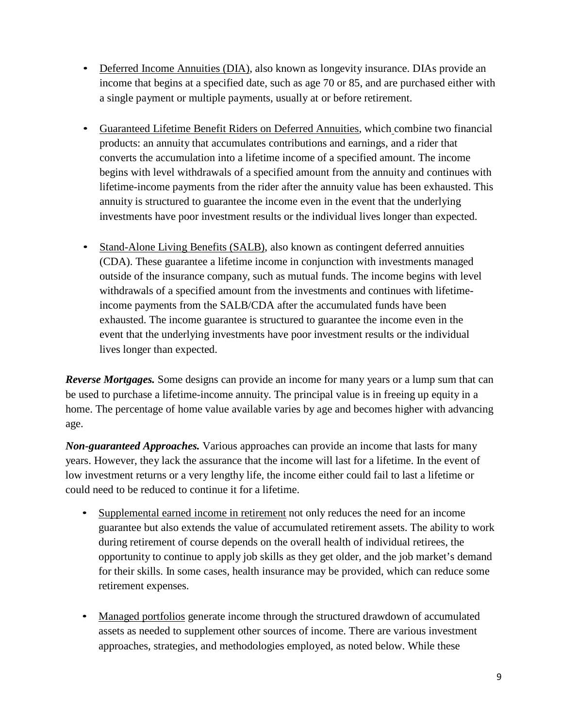- Deferred Income Annuities (DIA), also known as longevity insurance. DIAs provide an income that begins at a specified date, such as age 70 or 85, and are purchased either with a single payment or multiple payments, usually at or before retirement.

- Guaranteed Lifetime Benefit Riders on Deferred Annuities, which combine two financial products: an annuity that accumulates contributions and earnings, and a rider that converts the accumulation into a lifetime income of a specified amount. The income begins with level withdrawals of a specified amount from the annuity and continues with lifetime-income payments from the rider after the annuity value has been exhausted. This annuity is structured to guarantee the income even in the event that the underlying investments have poor investment results or the individual lives longer than expected.

- Stand-Alone Living Benefits (SALB), also known as contingent deferred annuities (CDA). These guarantee a lifetime income in conjunction with investments managed outside of the insurance company, such as mutual funds. The income begins with level withdrawals of a specified amount from the investments and continues with lifetime-income payments from the SALB/CDA after the accumulated funds have been exhausted. The income guarantee is structured to guarantee the income even in the event that the underlying investments have poor investment results or the individual lives longer than expected.

***Reverse Mortgages.*** Some designs can provide an income for many years or a lump sum that can be used to purchase a lifetime-income annuity. The principal value is in freeing up equity in a home. The percentage of home value available varies by age and becomes higher with advancing age.

***Non-guaranteed Approaches.*** Various approaches can provide an income that lasts for many years. However, they lack the assurance that the income will last for a lifetime. In the event of low investment returns or a very lengthy life, the income either could fail to last a lifetime or could need to be reduced to continue it for a lifetime.

- Supplemental earned income in retirement not only reduces the need for an income guarantee but also extends the value of accumulated retirement assets. The ability to work during retirement of course depends on the overall health of individual retirees, the opportunity to continue to apply job skills as they get older, and the job market's demand for their skills. In some cases, health insurance may be provided, which can reduce some retirement expenses.

- Managed portfolios generate income through the structured drawdown of accumulated assets as needed to supplement other sources of income. There are various investment approaches, strategies, and methodologies employed, as noted below. While these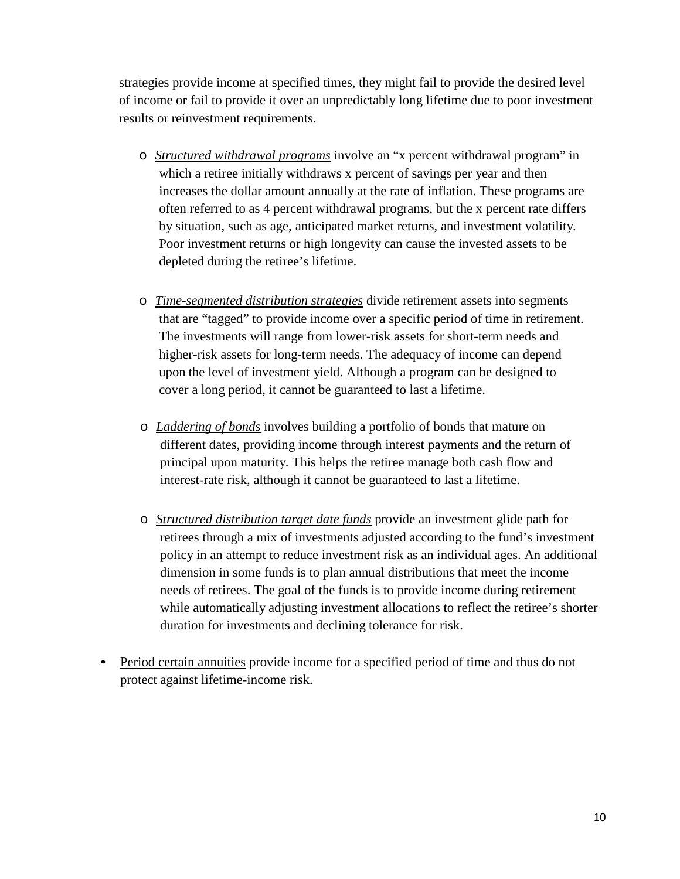strategies provide income at specified times, they might fail to provide the desired level of income or fail to provide it over an unpredictably long lifetime due to poor investment results or reinvestment requirements.

- *Structured withdrawal programs* involve an "x percent withdrawal program" in which a retiree initially withdraws x percent of savings per year and then increases the dollar amount annually at the rate of inflation. These programs are often referred to as 4 percent withdrawal programs, but the x percent rate differs by situation, such as age, anticipated market returns, and investment volatility. Poor investment returns or high longevity can cause the invested assets to be depleted during the retiree's lifetime.

- *Time-segmented distribution strategies* divide retirement assets into segments that are "tagged" to provide income over a specific period of time in retirement. The investments will range from lower-risk assets for short-term needs and higher-risk assets for long-term needs. The adequacy of income can depend upon the level of investment yield. Although a program can be designed to cover a long period, it cannot be guaranteed to last a lifetime.

- *Laddering of bonds* involves building a portfolio of bonds that mature on different dates, providing income through interest payments and the return of principal upon maturity. This helps the retiree manage both cash flow and interest-rate risk, although it cannot be guaranteed to last a lifetime.

- *Structured distribution target date funds* provide an investment glide path for retirees through a mix of investments adjusted according to the fund's investment policy in an attempt to reduce investment risk as an individual ages. An additional dimension in some funds is to plan annual distributions that meet the income needs of retirees. The goal of the funds is to provide income during retirement while automatically adjusting investment allocations to reflect the retiree's shorter duration for investments and declining tolerance for risk.

- Period certain annuities provide income for a specified period of time and thus do not protect against lifetime-income risk.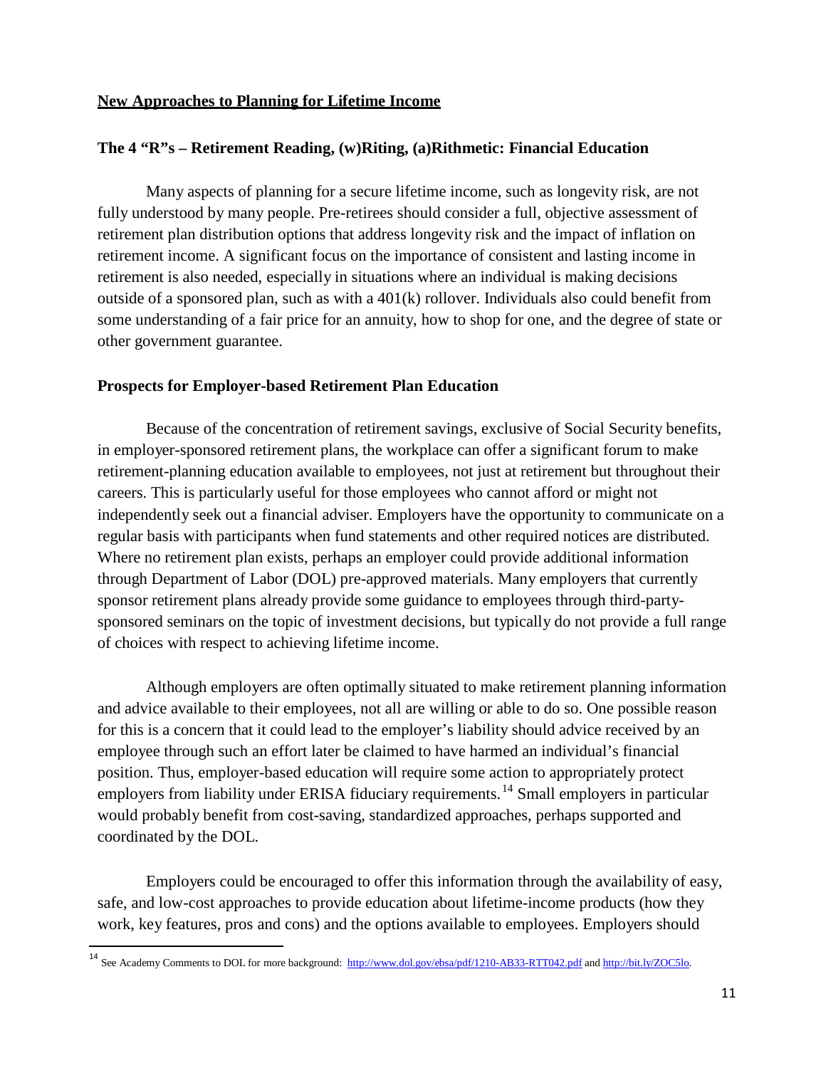## New Approaches to Planning for Lifetime Income

### The 4 "R"s – Retirement Reading, (w)Riting, (a)Rithmetic: Financial Education

Many aspects of planning for a secure lifetime income, such as longevity risk, are not fully understood by many people. Pre-retirees should consider a full, objective assessment of retirement plan distribution options that address longevity risk and the impact of inflation on retirement income. A significant focus on the importance of consistent and lasting income in retirement is also needed, especially in situations where an individual is making decisions outside of a sponsored plan, such as with a 401(k) rollover. Individuals also could benefit from some understanding of a fair price for an annuity, how to shop for one, and the degree of state or other government guarantee.

### Prospects for Employer-based Retirement Plan Education

Because of the concentration of retirement savings, exclusive of Social Security benefits, in employer-sponsored retirement plans, the workplace can offer a significant forum to make retirement-planning education available to employees, not just at retirement but throughout their careers. This is particularly useful for those employees who cannot afford or might not independently seek out a financial adviser. Employers have the opportunity to communicate on a regular basis with participants when fund statements and other required notices are distributed. Where no retirement plan exists, perhaps an employer could provide additional information through Department of Labor (DOL) pre-approved materials. Many employers that currently sponsor retirement plans already provide some guidance to employees through third-party-sponsored seminars on the topic of investment decisions, but typically do not provide a full range of choices with respect to achieving lifetime income.

Although employers are often optimally situated to make retirement planning information and advice available to their employees, not all are willing or able to do so. One possible reason for this is a concern that it could lead to the employer's liability should advice received by an employee through such an effort later be claimed to have harmed an individual's financial position. Thus, employer-based education will require some action to appropriately protect employers from liability under ERISA fiduciary requirements.[14] Small employers in particular would probably benefit from cost-saving, standardized approaches, perhaps supported and coordinated by the DOL.

Employers could be encouraged to offer this information through the availability of easy, safe, and low-cost approaches to provide education about lifetime-income products (how they work, key features, pros and cons) and the options available to employees. Employers should

[14] See Academy Comments to DOL for more background: http://www.dol.gov/ebsa/pdf/1210-AB33-RTT042.pdf and http://bit.ly/ZOC5lo.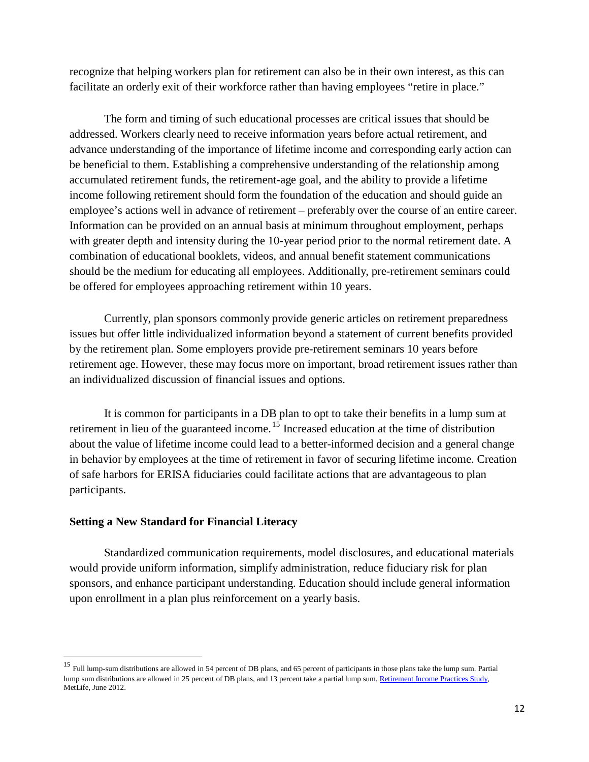recognize that helping workers plan for retirement can also be in their own interest, as this can facilitate an orderly exit of their workforce rather than having employees "retire in place."

The form and timing of such educational processes are critical issues that should be addressed. Workers clearly need to receive information years before actual retirement, and advance understanding of the importance of lifetime income and corresponding early action can be beneficial to them. Establishing a comprehensive understanding of the relationship among accumulated retirement funds, the retirement-age goal, and the ability to provide a lifetime income following retirement should form the foundation of the education and should guide an employee's actions well in advance of retirement – preferably over the course of an entire career. Information can be provided on an annual basis at minimum throughout employment, perhaps with greater depth and intensity during the 10-year period prior to the normal retirement date. A combination of educational booklets, videos, and annual benefit statement communications should be the medium for educating all employees. Additionally, pre-retirement seminars could be offered for employees approaching retirement within 10 years.

Currently, plan sponsors commonly provide generic articles on retirement preparedness issues but offer little individualized information beyond a statement of current benefits provided by the retirement plan. Some employers provide pre-retirement seminars 10 years before retirement age. However, these may focus more on important, broad retirement issues rather than an individualized discussion of financial issues and options.

It is common for participants in a DB plan to opt to take their benefits in a lump sum at retirement in lieu of the guaranteed income.[15] Increased education at the time of distribution about the value of lifetime income could lead to a better-informed decision and a general change in behavior by employees at the time of retirement in favor of securing lifetime income. Creation of safe harbors for ERISA fiduciaries could facilitate actions that are advantageous to plan participants.

**Setting a New Standard for Financial Literacy**

Standardized communication requirements, model disclosures, and educational materials would provide uniform information, simplify administration, reduce fiduciary risk for plan sponsors, and enhance participant understanding. Education should include general information upon enrollment in a plan plus reinforcement on a yearly basis.

---

[15] Full lump-sum distributions are allowed in 54 percent of DB plans, and 65 percent of participants in those plans take the lump sum. Partial lump sum distributions are allowed in 25 percent of DB plans, and 13 percent take a partial lump sum. Retirement Income Practices Study, MetLife, June 2012.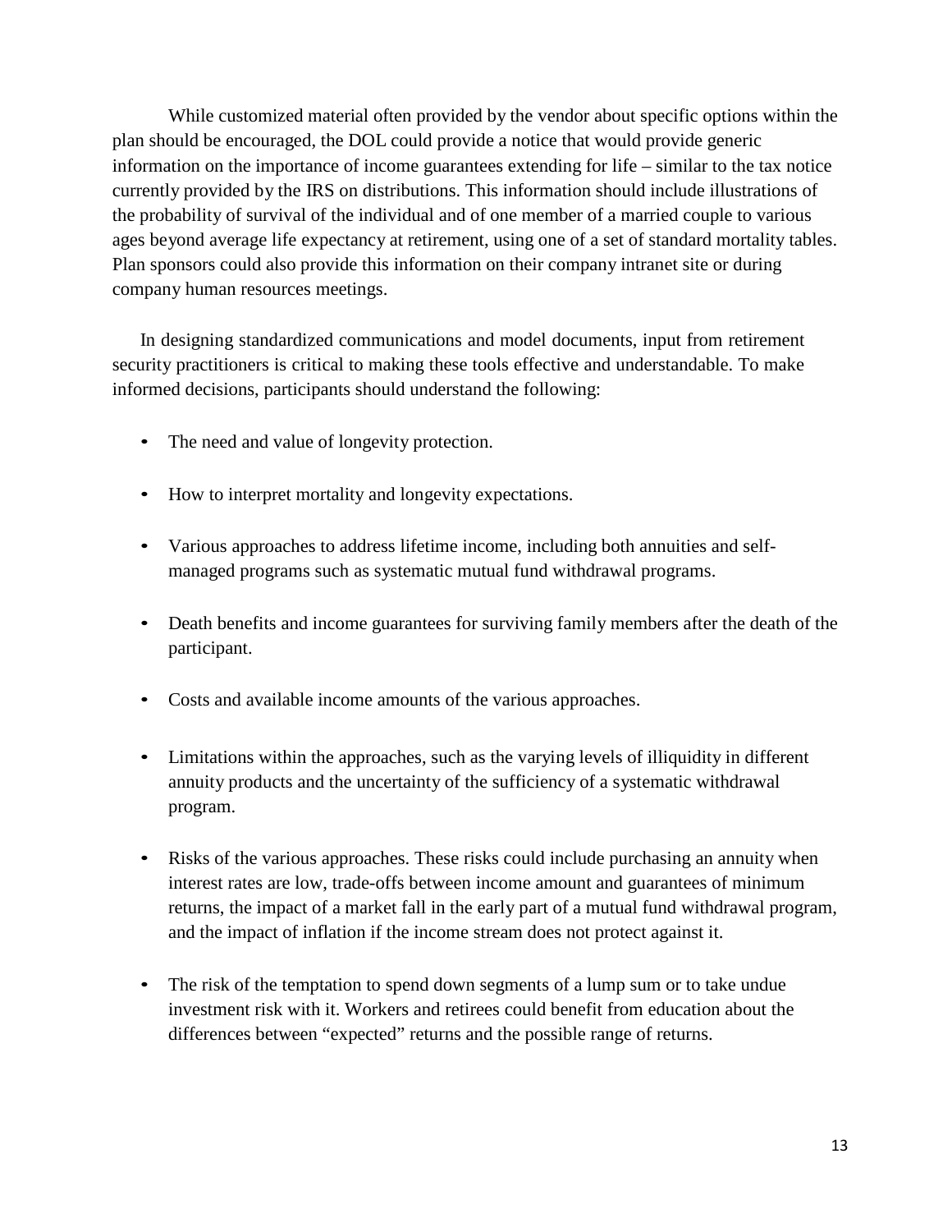While customized material often provided by the vendor about specific options within the plan should be encouraged, the DOL could provide a notice that would provide generic information on the importance of income guarantees extending for life – similar to the tax notice currently provided by the IRS on distributions. This information should include illustrations of the probability of survival of the individual and of one member of a married couple to various ages beyond average life expectancy at retirement, using one of a set of standard mortality tables. Plan sponsors could also provide this information on their company intranet site or during company human resources meetings.

In designing standardized communications and model documents, input from retirement security practitioners is critical to making these tools effective and understandable. To make informed decisions, participants should understand the following:

- The need and value of longevity protection.
- How to interpret mortality and longevity expectations.
- Various approaches to address lifetime income, including both annuities and self-managed programs such as systematic mutual fund withdrawal programs.
- Death benefits and income guarantees for surviving family members after the death of the participant.
- Costs and available income amounts of the various approaches.
- Limitations within the approaches, such as the varying levels of illiquidity in different annuity products and the uncertainty of the sufficiency of a systematic withdrawal program.
- Risks of the various approaches. These risks could include purchasing an annuity when interest rates are low, trade-offs between income amount and guarantees of minimum returns, the impact of a market fall in the early part of a mutual fund withdrawal program, and the impact of inflation if the income stream does not protect against it.
- The risk of the temptation to spend down segments of a lump sum or to take undue investment risk with it. Workers and retirees could benefit from education about the differences between "expected" returns and the possible range of returns.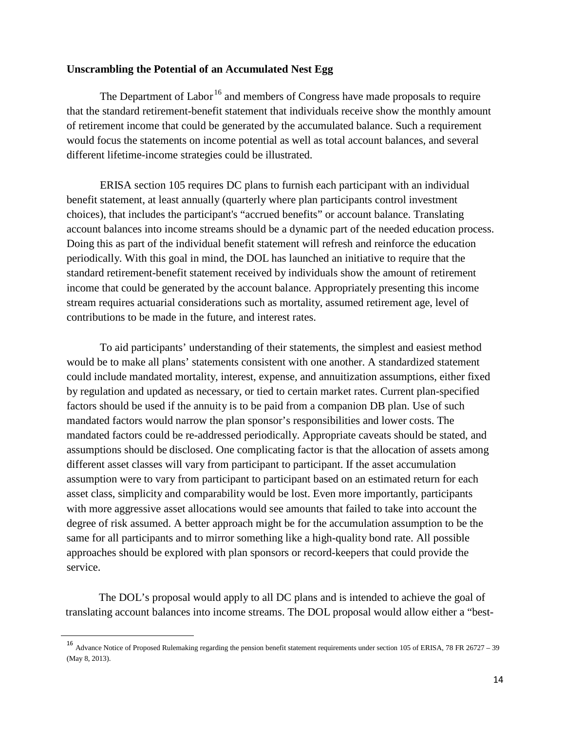**Unscrambling the Potential of an Accumulated Nest Egg**

The Department of Labor[16] and members of Congress have made proposals to require that the standard retirement-benefit statement that individuals receive show the monthly amount of retirement income that could be generated by the accumulated balance. Such a requirement would focus the statements on income potential as well as total account balances, and several different lifetime-income strategies could be illustrated.

ERISA section 105 requires DC plans to furnish each participant with an individual benefit statement, at least annually (quarterly where plan participants control investment choices), that includes the participant's "accrued benefits" or account balance. Translating account balances into income streams should be a dynamic part of the needed education process. Doing this as part of the individual benefit statement will refresh and reinforce the education periodically. With this goal in mind, the DOL has launched an initiative to require that the standard retirement-benefit statement received by individuals show the amount of retirement income that could be generated by the account balance. Appropriately presenting this income stream requires actuarial considerations such as mortality, assumed retirement age, level of contributions to be made in the future, and interest rates.

To aid participants' understanding of their statements, the simplest and easiest method would be to make all plans' statements consistent with one another. A standardized statement could include mandated mortality, interest, expense, and annuitization assumptions, either fixed by regulation and updated as necessary, or tied to certain market rates. Current plan-specified factors should be used if the annuity is to be paid from a companion DB plan. Use of such mandated factors would narrow the plan sponsor's responsibilities and lower costs. The mandated factors could be re-addressed periodically. Appropriate caveats should be stated, and assumptions should be disclosed. One complicating factor is that the allocation of assets among different asset classes will vary from participant to participant. If the asset accumulation assumption were to vary from participant to participant based on an estimated return for each asset class, simplicity and comparability would be lost. Even more importantly, participants with more aggressive asset allocations would see amounts that failed to take into account the degree of risk assumed. A better approach might be for the accumulation assumption to be the same for all participants and to mirror something like a high-quality bond rate. All possible approaches should be explored with plan sponsors or record-keepers that could provide the service.

The DOL's proposal would apply to all DC plans and is intended to achieve the goal of translating account balances into income streams. The DOL proposal would allow either a "best-

[16] Advance Notice of Proposed Rulemaking regarding the pension benefit statement requirements under section 105 of ERISA, 78 FR 26727 – 39 (May 8, 2013).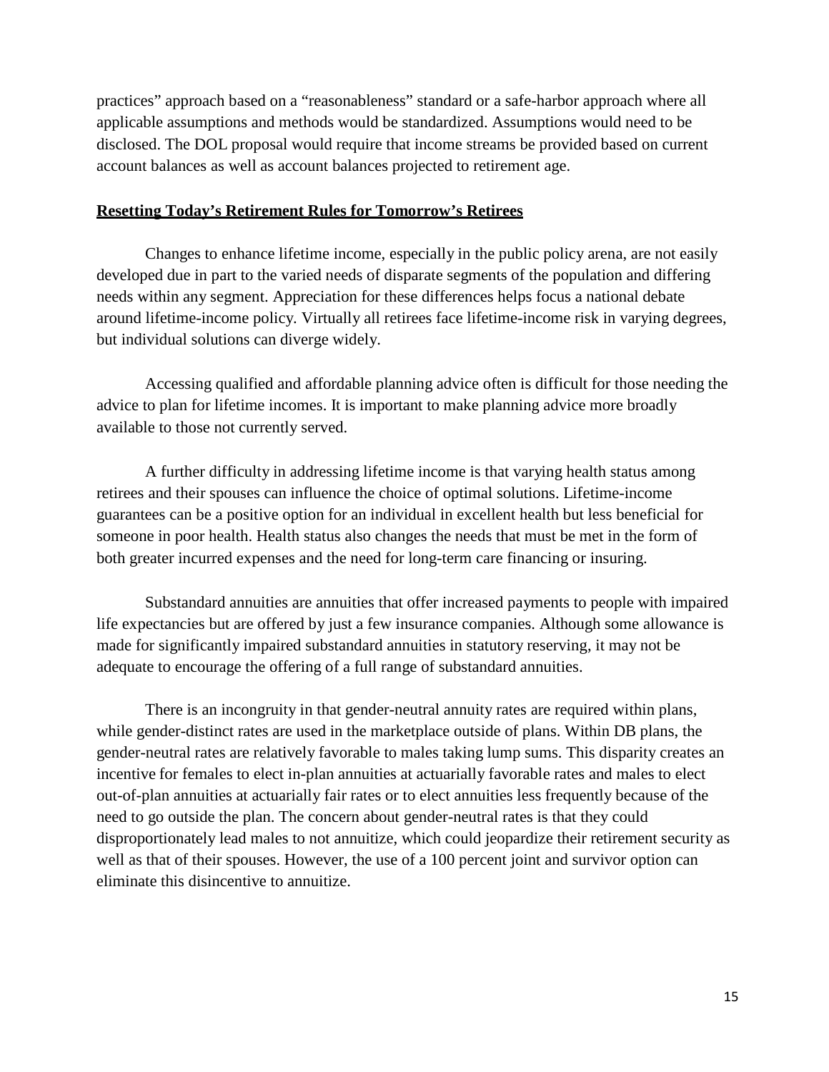practices" approach based on a "reasonableness" standard or a safe-harbor approach where all applicable assumptions and methods would be standardized. Assumptions would need to be disclosed. The DOL proposal would require that income streams be provided based on current account balances as well as account balances projected to retirement age.

## Resetting Today's Retirement Rules for Tomorrow's Retirees

Changes to enhance lifetime income, especially in the public policy arena, are not easily developed due in part to the varied needs of disparate segments of the population and differing needs within any segment. Appreciation for these differences helps focus a national debate around lifetime-income policy. Virtually all retirees face lifetime-income risk in varying degrees, but individual solutions can diverge widely.

Accessing qualified and affordable planning advice often is difficult for those needing the advice to plan for lifetime incomes. It is important to make planning advice more broadly available to those not currently served.

A further difficulty in addressing lifetime income is that varying health status among retirees and their spouses can influence the choice of optimal solutions. Lifetime-income guarantees can be a positive option for an individual in excellent health but less beneficial for someone in poor health. Health status also changes the needs that must be met in the form of both greater incurred expenses and the need for long-term care financing or insuring.

Substandard annuities are annuities that offer increased payments to people with impaired life expectancies but are offered by just a few insurance companies. Although some allowance is made for significantly impaired substandard annuities in statutory reserving, it may not be adequate to encourage the offering of a full range of substandard annuities.

There is an incongruity in that gender-neutral annuity rates are required within plans, while gender-distinct rates are used in the marketplace outside of plans. Within DB plans, the gender-neutral rates are relatively favorable to males taking lump sums. This disparity creates an incentive for females to elect in-plan annuities at actuarially favorable rates and males to elect out-of-plan annuities at actuarially fair rates or to elect annuities less frequently because of the need to go outside the plan. The concern about gender-neutral rates is that they could disproportionately lead males to not annuitize, which could jeopardize their retirement security as well as that of their spouses. However, the use of a 100 percent joint and survivor option can eliminate this disincentive to annuitize.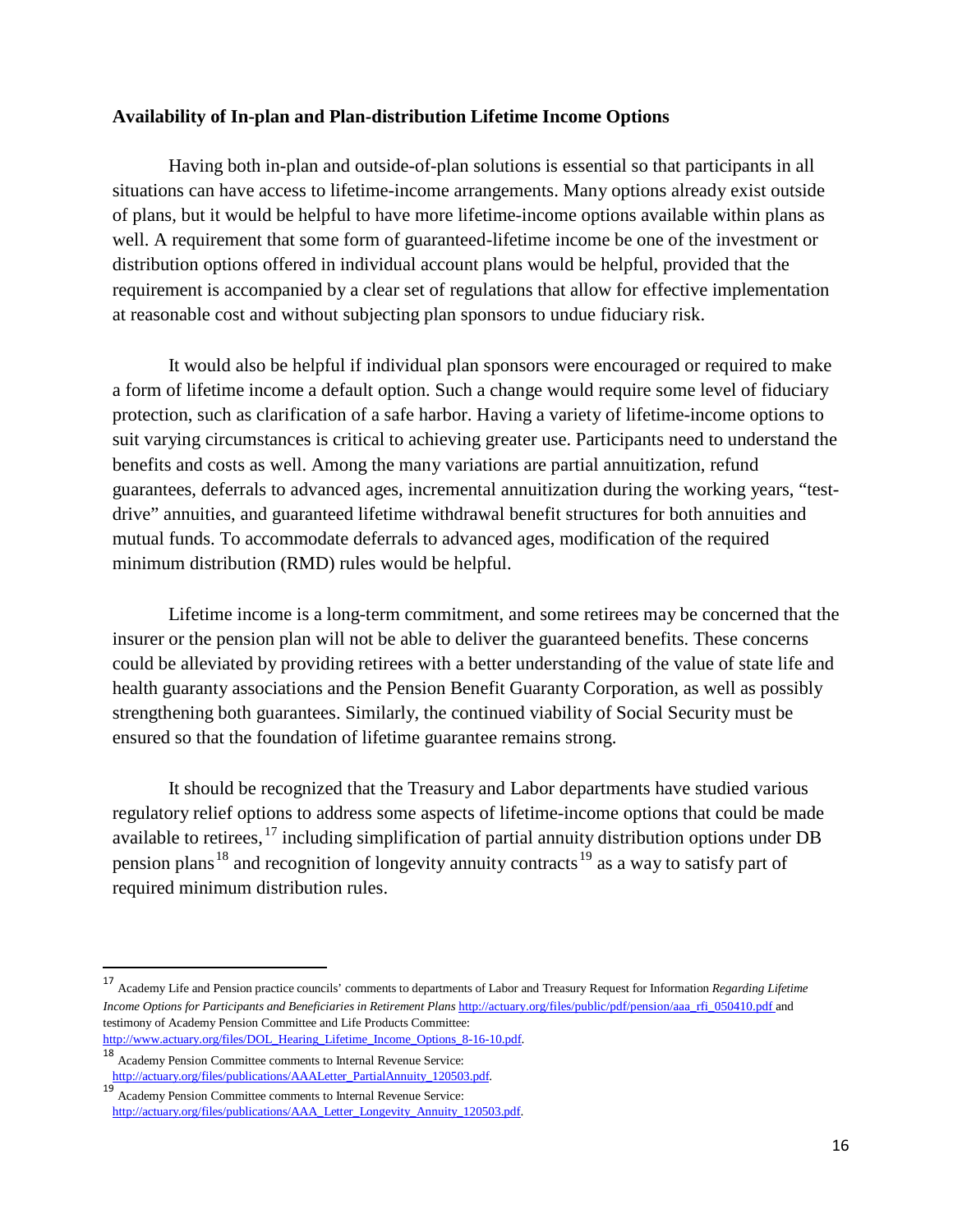**Availability of In-plan and Plan-distribution Lifetime Income Options**

Having both in-plan and outside-of-plan solutions is essential so that participants in all situations can have access to lifetime-income arrangements. Many options already exist outside of plans, but it would be helpful to have more lifetime-income options available within plans as well. A requirement that some form of guaranteed-lifetime income be one of the investment or distribution options offered in individual account plans would be helpful, provided that the requirement is accompanied by a clear set of regulations that allow for effective implementation at reasonable cost and without subjecting plan sponsors to undue fiduciary risk.

It would also be helpful if individual plan sponsors were encouraged or required to make a form of lifetime income a default option. Such a change would require some level of fiduciary protection, such as clarification of a safe harbor. Having a variety of lifetime-income options to suit varying circumstances is critical to achieving greater use. Participants need to understand the benefits and costs as well. Among the many variations are partial annuitization, refund guarantees, deferrals to advanced ages, incremental annuitization during the working years, "test-drive" annuities, and guaranteed lifetime withdrawal benefit structures for both annuities and mutual funds. To accommodate deferrals to advanced ages, modification of the required minimum distribution (RMD) rules would be helpful.

Lifetime income is a long-term commitment, and some retirees may be concerned that the insurer or the pension plan will not be able to deliver the guaranteed benefits. These concerns could be alleviated by providing retirees with a better understanding of the value of state life and health guaranty associations and the Pension Benefit Guaranty Corporation, as well as possibly strengthening both guarantees. Similarly, the continued viability of Social Security must be ensured so that the foundation of lifetime guarantee remains strong.

It should be recognized that the Treasury and Labor departments have studied various regulatory relief options to address some aspects of lifetime-income options that could be made available to retirees,[17] including simplification of partial annuity distribution options under DB pension plans[18] and recognition of longevity annuity contracts[19] as a way to satisfy part of required minimum distribution rules.

---

[17] Academy Life and Pension practice councils' comments to departments of Labor and Treasury Request for Information *Regarding Lifetime Income Options for Participants and Beneficiaries in Retirement Plans* http://actuary.org/files/public/pdf/pension/aaa_rfi_050410.pdf and testimony of Academy Pension Committee and Life Products Committee: http://www.actuary.org/files/DOL_Hearing_Lifetime_Income_Options_8-16-10.pdf.

[18] Academy Pension Committee comments to Internal Revenue Service: http://actuary.org/files/publications/AAALetter_PartialAnnuity_120503.pdf.

[19] Academy Pension Committee comments to Internal Revenue Service: http://actuary.org/files/publications/AAA_Letter_Longevity_Annuity_120503.pdf.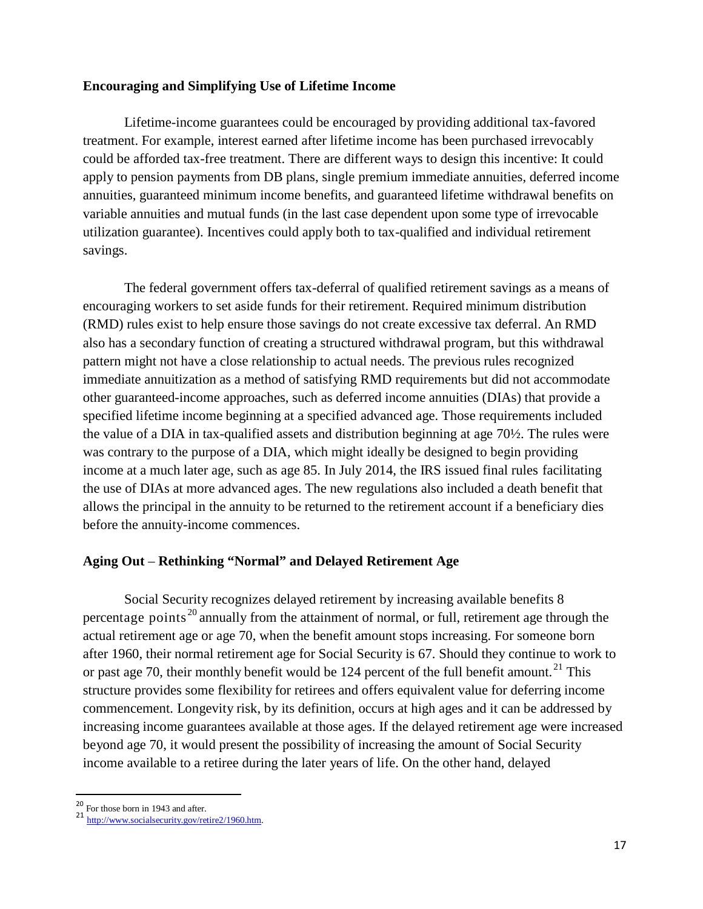## Encouraging and Simplifying Use of Lifetime Income

Lifetime-income guarantees could be encouraged by providing additional tax-favored treatment. For example, interest earned after lifetime income has been purchased irrevocably could be afforded tax-free treatment. There are different ways to design this incentive: It could apply to pension payments from DB plans, single premium immediate annuities, deferred income annuities, guaranteed minimum income benefits, and guaranteed lifetime withdrawal benefits on variable annuities and mutual funds (in the last case dependent upon some type of irrevocable utilization guarantee). Incentives could apply both to tax-qualified and individual retirement savings.

The federal government offers tax-deferral of qualified retirement savings as a means of encouraging workers to set aside funds for their retirement. Required minimum distribution (RMD) rules exist to help ensure those savings do not create excessive tax deferral. An RMD also has a secondary function of creating a structured withdrawal program, but this withdrawal pattern might not have a close relationship to actual needs. The previous rules recognized immediate annuitization as a method of satisfying RMD requirements but did not accommodate other guaranteed-income approaches, such as deferred income annuities (DIAs) that provide a specified lifetime income beginning at a specified advanced age. Those requirements included the value of a DIA in tax-qualified assets and distribution beginning at age 70½. The rules were was contrary to the purpose of a DIA, which might ideally be designed to begin providing income at a much later age, such as age 85. In July 2014, the IRS issued final rules facilitating the use of DIAs at more advanced ages. The new regulations also included a death benefit that allows the principal in the annuity to be returned to the retirement account if a beneficiary dies before the annuity-income commences.

## Aging Out – Rethinking "Normal" and Delayed Retirement Age

Social Security recognizes delayed retirement by increasing available benefits 8 percentage points[20] annually from the attainment of normal, or full, retirement age through the actual retirement age or age 70, when the benefit amount stops increasing. For someone born after 1960, their normal retirement age for Social Security is 67. Should they continue to work to or past age 70, their monthly benefit would be 124 percent of the full benefit amount.[21] This structure provides some flexibility for retirees and offers equivalent value for deferring income commencement. Longevity risk, by its definition, occurs at high ages and it can be addressed by increasing income guarantees available at those ages. If the delayed retirement age were increased beyond age 70, it would present the possibility of increasing the amount of Social Security income available to a retiree during the later years of life. On the other hand, delayed

---

[20] For those born in 1943 and after.

[21] http://www.socialsecurity.gov/retire2/1960.htm.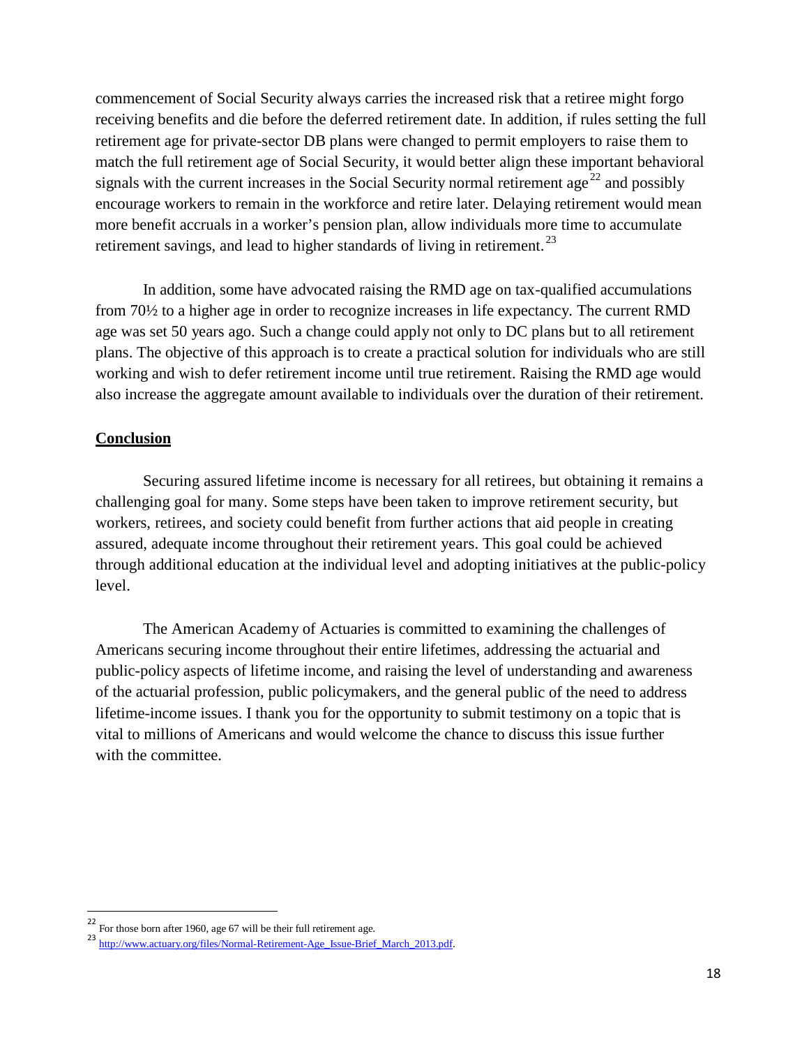commencement of Social Security always carries the increased risk that a retiree might forgo receiving benefits and die before the deferred retirement date. In addition, if rules setting the full retirement age for private-sector DB plans were changed to permit employers to raise them to match the full retirement age of Social Security, it would better align these important behavioral signals with the current increases in the Social Security normal retirement age[22] and possibly encourage workers to remain in the workforce and retire later. Delaying retirement would mean more benefit accruals in a worker's pension plan, allow individuals more time to accumulate retirement savings, and lead to higher standards of living in retirement.[23]

In addition, some have advocated raising the RMD age on tax-qualified accumulations from 70½ to a higher age in order to recognize increases in life expectancy. The current RMD age was set 50 years ago. Such a change could apply not only to DC plans but to all retirement plans. The objective of this approach is to create a practical solution for individuals who are still working and wish to defer retirement income until true retirement. Raising the RMD age would also increase the aggregate amount available to individuals over the duration of their retirement.

## Conclusion

Securing assured lifetime income is necessary for all retirees, but obtaining it remains a challenging goal for many. Some steps have been taken to improve retirement security, but workers, retirees, and society could benefit from further actions that aid people in creating assured, adequate income throughout their retirement years. This goal could be achieved through additional education at the individual level and adopting initiatives at the public-policy level.

The American Academy of Actuaries is committed to examining the challenges of Americans securing income throughout their entire lifetimes, addressing the actuarial and public-policy aspects of lifetime income, and raising the level of understanding and awareness of the actuarial profession, public policymakers, and the general public of the need to address lifetime-income issues. I thank you for the opportunity to submit testimony on a topic that is vital to millions of Americans and would welcome the chance to discuss this issue further with the committee.

---

[22] For those born after 1960, age 67 will be their full retirement age.

[23] http://www.actuary.org/files/Normal-Retirement-Age_Issue-Brief_March_2013.pdf.